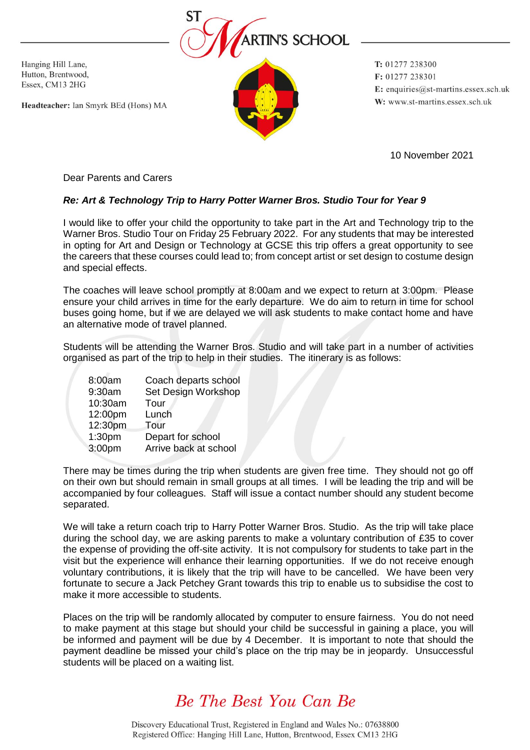# ST MARTIN'S SCHOOL

Hanging Hill Lane,
Hutton, Brentwood,
Essex, CM13 2HG

**Headteacher:** Ian Smyrk BEd (Hons) MA

**T:** 01277 238300
**F:** 01277 238301
**E:** enquiries@st-martins.essex.sch.uk
**W:** www.st-martins.essex.sch.uk

10 November 2021

Dear Parents and Carers

***Re: Art & Technology Trip to Harry Potter Warner Bros. Studio Tour for Year 9***

I would like to offer your child the opportunity to take part in the Art and Technology trip to the Warner Bros. Studio Tour on Friday 25 February 2022. For any students that may be interested in opting for Art and Design or Technology at GCSE this trip offers a great opportunity to see the careers that these courses could lead to; from concept artist or set design to costume design and special effects.

The coaches will leave school promptly at 8:00am and we expect to return at 3:00pm. Please ensure your child arrives in time for the early departure. We do aim to return in time for school buses going home, but if we are delayed we will ask students to make contact home and have an alternative mode of travel planned.

Students will be attending the Warner Bros. Studio and will take part in a number of activities organised as part of the trip to help in their studies. The itinerary is as follows:

| | |
|---|---|
| 8:00am | Coach departs school |
| 9:30am | Set Design Workshop |
| 10:30am | Tour |
| 12:00pm | Lunch |
| 12:30pm | Tour |
| 1:30pm | Depart for school |
| 3:00pm | Arrive back at school |

There may be times during the trip when students are given free time. They should not go off on their own but should remain in small groups at all times. I will be leading the trip and will be accompanied by four colleagues. Staff will issue a contact number should any student become separated.

We will take a return coach trip to Harry Potter Warner Bros. Studio. As the trip will take place during the school day, we are asking parents to make a voluntary contribution of £35 to cover the expense of providing the off-site activity. It is not compulsory for students to take part in the visit but the experience will enhance their learning opportunities. If we do not receive enough voluntary contributions, it is likely that the trip will have to be cancelled. We have been very fortunate to secure a Jack Petchey Grant towards this trip to enable us to subsidise the cost to make it more accessible to students.

Places on the trip will be randomly allocated by computer to ensure fairness. You do not need to make payment at this stage but should your child be successful in gaining a place, you will be informed and payment will be due by 4 December. It is important to note that should the payment deadline be missed your child's place on the trip may be in jeopardy. Unsuccessful students will be placed on a waiting list.

*Be The Best You Can Be*

Discovery Educational Trust, Registered in England and Wales No.: 07638800
Registered Office: Hanging Hill Lane, Hutton, Brentwood, Essex CM13 2HG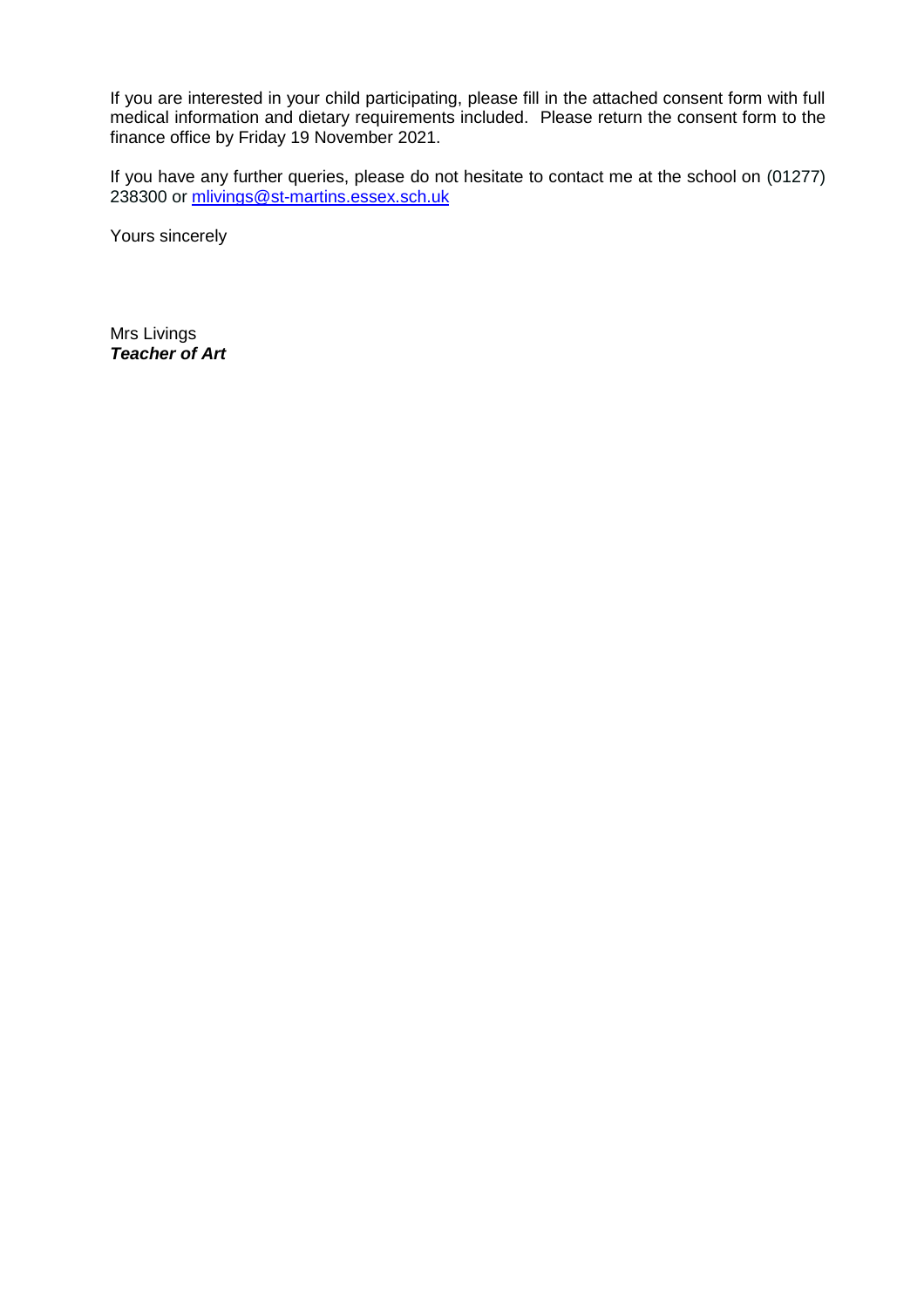If you are interested in your child participating, please fill in the attached consent form with full medical information and dietary requirements included. Please return the consent form to the finance office by Friday 19 November 2021.

If you have any further queries, please do not hesitate to contact me at the school on (01277) 238300 or mlivings@st-martins.essex.sch.uk

Yours sincerely

Mrs Livings
***Teacher of Art***